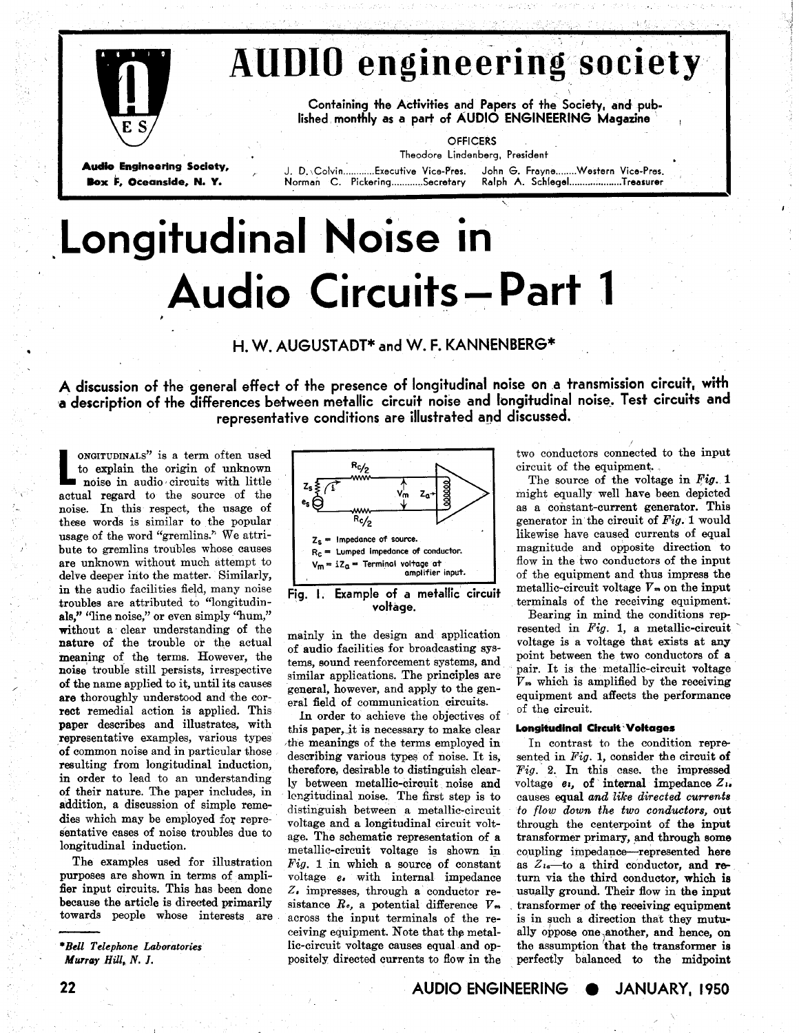# AUDIO engineering society

Containing the Activities and Papers of the Society, and published monthly as a part of AUDIO ENGINEERING Magazine

**Audio Engineering Society, Box F, Oceanside, N. Y.**

OFFICERS

Theodore Lindenberg, President

J. D. Colvin............Executive Vice-Pres. John G. Frayne........Western Vice-Pres.
Norman C. Pickering............Secretary Ralph A. Schlegel...................Treasurer

# Longitudinal Noise in Audio Circuits—Part 1

## H. W. AUGUSTADT* and W. F. KANNENBERG*

**A discussion of the general effect of the presence of longitudinal noise on a transmission circuit, with a description of the differences between metallic circuit noise and longitudinal noise. Test circuits and representative conditions are illustrated and discussed.**

"LONGITUDINALS" is a term often used to explain the origin of unknown noise in audio circuits with little actual regard to the source of the noise. In this respect, the usage of these words is similar to the popular usage of the word "gremlins." We attribute to gremlins troubles whose causes are unknown without much attempt to delve deeper into the matter. Similarly, in the audio facilities field, many noise troubles are attributed to "longitudinals," "line noise," or even simply "hum," without a clear understanding of the nature of the trouble or the actual meaning of the terms. However, the noise trouble still persists, irrespective of the name applied to it, until its causes are thoroughly understood and the correct remedial action is applied. This paper describes and illustrates, with representative examples, various types of common noise and in particular those resulting from longitudinal induction, in order to lead to an understanding of their nature. The paper includes, in addition, a discussion of simple remedies which may be employed for representative cases of noise troubles due to longitudinal induction.

The examples used for illustration purposes are shown in terms of amplifier input circuits. This has been done because the article is directed primarily towards people whose interests are mainly in the design and application of audio facilities for broadcasting systems, sound reenforcement systems, and similar applications. The principles are general, however, and apply to the general field of communication circuits.

In order to achieve the objectives of this paper, it is necessary to make clear the meanings of the terms employed in describing various types of noise. It is, therefore, desirable to distinguish clearly between metallic-circuit noise and longitudinal noise. The first step is to distinguish between a metallic-circuit voltage and a longitudinal circuit voltage. The schematic representation of a metallic-circuit voltage is shown in *Fig. 1* in which a source of constant voltage $e_s$ with internal impedance $Z_s$ impresses, through a conductor resistance $R_c$, a potential difference $V_m$ across the input terminals of the receiving equipment. Note that the metallic-circuit voltage causes equal and oppositely directed currents to flow in the two conductors connected to the input circuit of the equipment.

$Z_s$ = Impedance of source.
$R_c$ = Lumped impedance of conductor.
$V_m = iZ_a$ = Terminal voltage at amplifier input.

Fig. 1. Example of a metallic circuit voltage.

The source of the voltage in *Fig. 1* might equally well have been depicted as a constant-current generator. This generator in the circuit of *Fig. 1* would likewise have caused currents of equal magnitude and opposite direction to flow in the two conductors of the input of the equipment and thus impress the metallic-circuit voltage $V_m$ on the input terminals of the receiving equipment.

Bearing in mind the conditions represented in *Fig. 1*, a metallic-circuit voltage is a voltage that exists at any point between the two conductors of a pair. It is the metallic-circuit voltage $V_m$ which is amplified by the receiving equipment and affects the performance of the circuit.

### Longitudinal Circuit Voltages

In contrast to the condition represented in *Fig. 1*, consider the circuit of *Fig. 2*. In this case, the impressed voltage $e_l$, of internal impedance $Z_l$, causes equal *and like directed currents to flow down the two conductors*, out through the centerpoint of the input transformer primary, and through some coupling impedance—represented here as $Z_{la}$—to a third conductor, and return via the third conductor, which is usually ground. Their flow in the input transformer of the receiving equipment is in such a direction that they mutually oppose one another, and hence, on the assumption that the transformer is perfectly balanced to the midpoint

*Bell Telephone Laboratories
Murray Hill, N. J.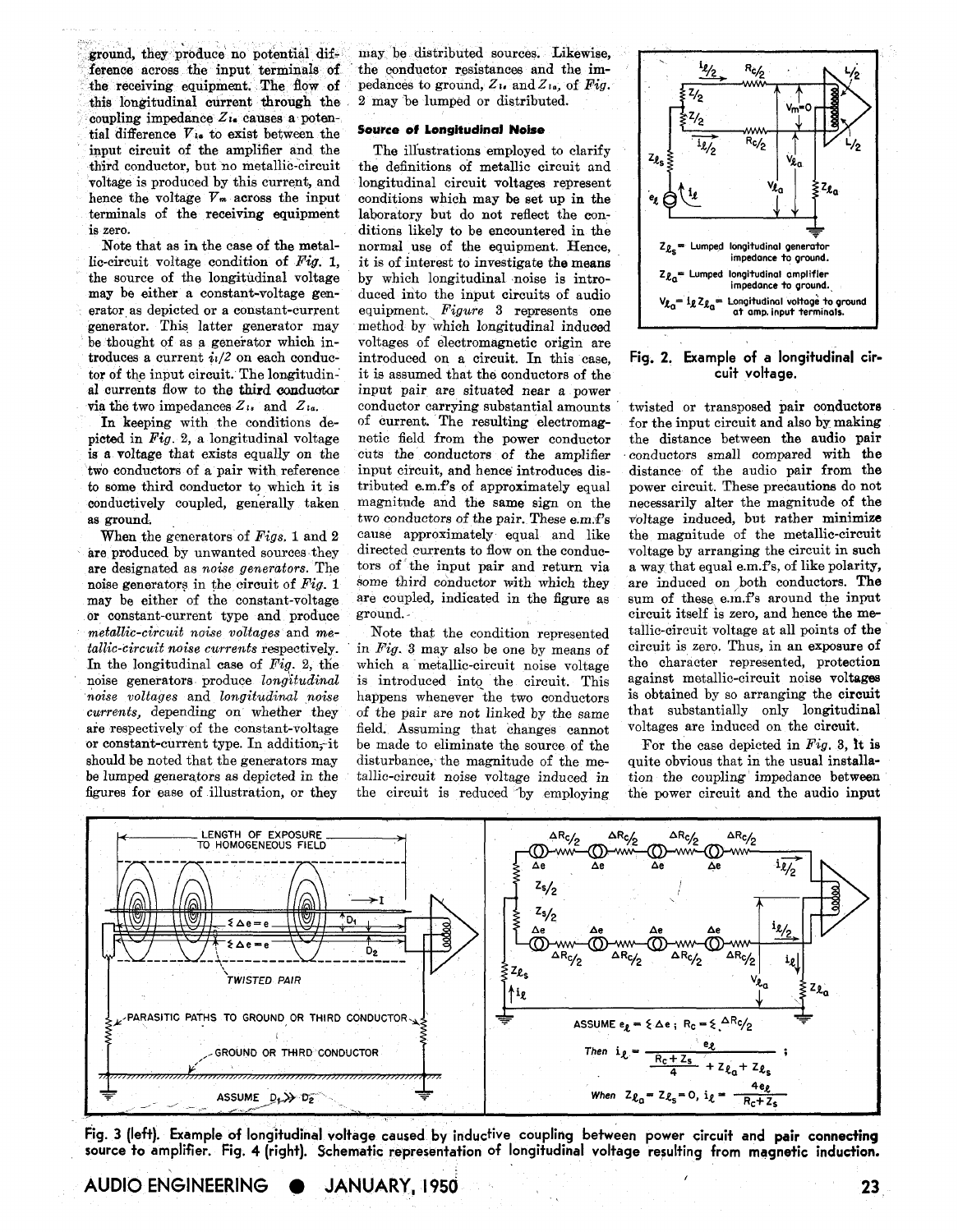ground, they produce no potential difference across the input terminals of the receiving equipment. The flow of this longitudinal current through the coupling impedance $Z_{l\bullet}$ causes a potential difference $V_{l\bullet}$ to exist between the input circuit of the amplifier and the third conductor, but no metallic-circuit voltage is produced by this current, and hence the voltage $V_m$ across the input terminals of the receiving equipment is zero.

Note that as in the case of the metallic-circuit voltage condition of *Fig.* 1, the source of the longitudinal voltage may be either a constant-voltage generator as depicted or a constant-current generator. This latter generator may be thought of as a generator which introduces a current $i_l/2$ on each conductor of the input circuit. The longitudinal currents flow to the third conductor via the two impedances $Z_{l\bullet}$ and $Z_{la}$.

In keeping with the conditions depicted in *Fig.* 2, a longitudinal voltage is a voltage that exists equally on the two conductors of a pair with reference to some third conductor to which it is conductively coupled, generally taken as ground.

When the generators of *Figs.* 1 and 2 are produced by unwanted sources they are designated as *noise generators*. The noise generators in the circuit of *Fig.* 1 may be either of the constant-voltage or constant-current type and produce *metallic-circuit noise voltages* and *metallic-circuit noise currents* respectively. In the longitudinal case of *Fig.* 2, the noise generators produce *longitudinal noise voltages* and *longitudinal noise currents*, depending on whether they are respectively of the constant-voltage or constant-current type. In addition, it should be noted that the generators may be lumped generators as depicted in the figures for ease of illustration, or they may be distributed sources. Likewise, the conductor resistances and the impedances to ground, $Z_{l\bullet}$ and $Z_{la}$, of *Fig.* 2 may be lumped or distributed.

### Source of Longitudinal Noise

The illustrations employed to clarify the definitions of metallic circuit and longitudinal circuit voltages represent conditions which may be set up in the laboratory but do not reflect the conditions likely to be encountered in the normal use of the equipment. Hence, it is of interest to investigate the means by which longitudinal noise is introduced into the input circuits of audio equipment. *Figure* 3 represents one method by which longitudinal induced voltages of electromagnetic origin are introduced on a circuit. In this case, it is assumed that the conductors of the input pair are situated near a power conductor carrying substantial amounts of current. The resulting electromagnetic field from the power conductor cuts the conductors of the amplifier input circuit, and hence introduces distributed e.m.f's of approximately equal magnitude and the same sign on the two conductors of the pair. These e.m.f's cause approximately equal and like directed currents to flow on the conductors of the input pair and return via some third conductor with which they are coupled, indicated in the figure as ground.

Note that the condition represented in *Fig.* 3 may also be one by means of which a metallic-circuit noise voltage is introduced into the circuit. This happens whenever the two conductors of the pair are not linked by the same field. Assuming that changes cannot be made to eliminate the source of the disturbance, the magnitude of the metallic-circuit noise voltage induced in the circuit is reduced by employing twisted or transposed pair conductors for the input circuit and also by making the distance between the audio pair conductors small compared with the distance of the audio pair from the power circuit. These precautions do not necessarily alter the magnitude of the voltage induced, but rather minimize the magnitude of the metallic-circuit voltage by arranging the circuit in such a way that equal e.m.f's, of like polarity, are induced on both conductors. The sum of these e.m.f's around the input circuit itself is zero, and hence the metallic-circuit voltage at all points of the circuit is zero. Thus, in an exposure of the character represented, protection against metallic-circuit noise voltages is obtained by so arranging the circuit that substantially only longitudinal voltages are induced on the circuit.

For the case depicted in *Fig.* 3, it is quite obvious that in the usual installation the coupling impedance between the power circuit and the audio input

$Z_{l_s}$ = Lumped longitudinal generator impedance to ground.
$Z_{l_a}$ = Lumped longitudinal amplifier impedance to ground.
$V_{l_a} = i_l Z_{l_a}$ = Longitudinal voltage to ground at amp. input terminals.

**Fig. 2. Example of a longitudinal circuit voltage.**

ASSUME $e_l = \Sigma\,\Delta e$ ; $R_c = \Sigma\,\Delta R_c/2$

Then $i_l = \dfrac{e_l}{\dfrac{R_c + Z_s}{4} + Z_{l_a} + Z_{l_s}}$ ;

When $Z_{l_a} = Z_{l_s} = 0$, $i_l = \dfrac{4e_l}{R_c + Z_s}$

**Fig. 3 (left). Example of longitudinal voltage caused by inductive coupling between power circuit and pair connecting source to amplifier. Fig. 4 (right). Schematic representation of longitudinal voltage resulting from magnetic induction.**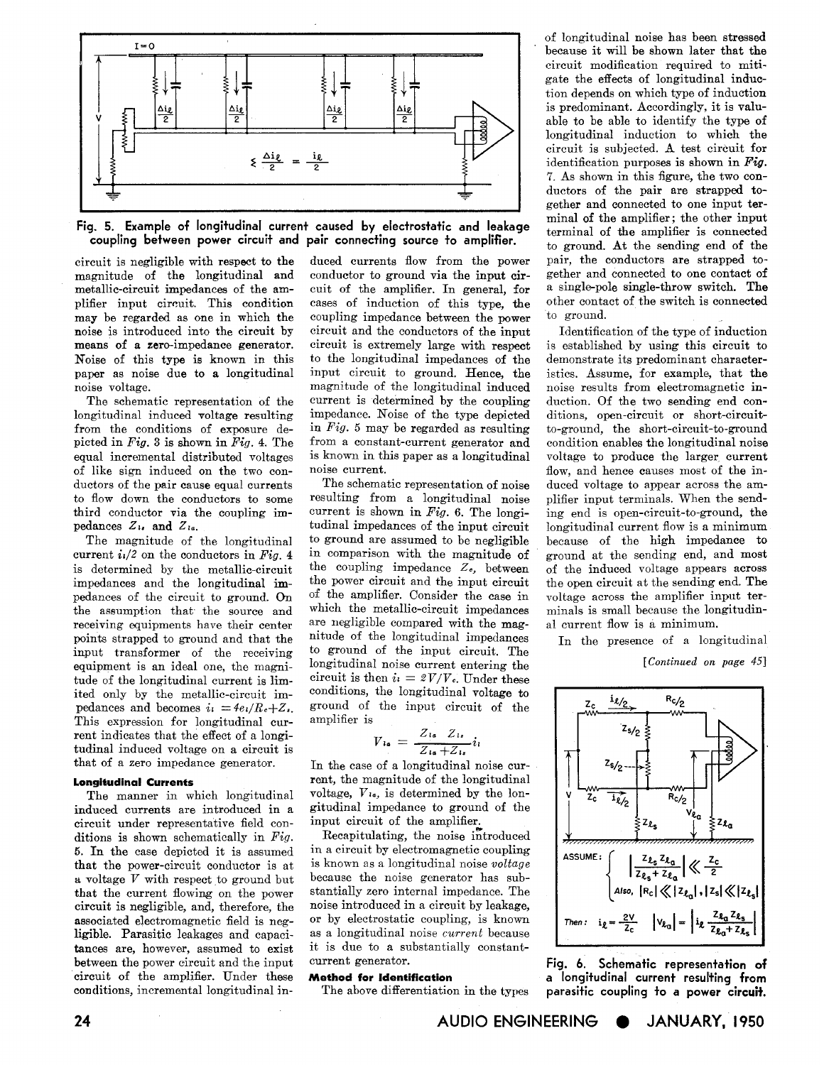Fig. 5. Example of longitudinal current caused by electrostatic and leakage coupling between power circuit and pair connecting source to amplifier.

circuit is negligible with respect to the magnitude of the longitudinal and metallic-circuit impedances of the amplifier input circuit. This condition may be regarded as one in which the noise is introduced into the circuit by means of a zero-impedance generator. Noise of this type is known in this paper as noise due to a longitudinal noise voltage.

The schematic representation of the longitudinal induced voltage resulting from the conditions of exposure depicted in *Fig.* 3 is shown in *Fig.* 4. The equal incremental distributed voltages of like sign induced on the two conductors of the pair cause equal currents to flow down the conductors to some third conductor via the coupling impedances $Z_{ls}$ and $Z_{la}$.

The magnitude of the longitudinal current $i_l/2$ on the conductors in *Fig.* 4 is determined by the metallic-circuit impedances and the longitudinal impedances of the circuit to ground. On the assumption that the source and receiving equipments have their center points strapped to ground and that the input transformer of the receiving equipment is an ideal one, the magnitude of the longitudinal current is limited only by the metallic-circuit impedances and becomes $i_l = 4e_l/R_c + Z_s$. This expression for longitudinal current indicates that the effect of a longitudinal induced voltage on a circuit is that of a zero impedance generator.

### Longitudinal Currents

The manner in which longitudinal induced currents are introduced in a circuit under representative field conditions is shown schematically in *Fig.* 5. In the case depicted it is assumed that the power-circuit conductor is at a voltage $V$ with respect to ground but that the current flowing on the power circuit is negligible, and, therefore, the associated electromagnetic field is negligible. Parasitic leakages and capacitances are, however, assumed to exist between the power circuit and the input circuit of the amplifier. Under these conditions, incremental longitudinal induced currents flow from the power conductor to ground via the input circuit of the amplifier. In general, for cases of induction of this type, the coupling impedance between the power circuit and the conductors of the input circuit is extremely large with respect to the longitudinal impedances of the input circuit to ground. Hence, the magnitude of the longitudinal induced current is determined by the coupling impedance. Noise of the type depicted in *Fig.* 5 may be regarded as resulting from a constant-current generator and is known in this paper as a longitudinal noise current.

The schematic representation of noise resulting from a longitudinal noise current is shown in *Fig.* 6. The longitudinal impedances of the input circuit to ground are assumed to be negligible in comparison with the magnitude of the coupling impedance $Z_c$, between the power circuit and the input circuit of the amplifier. Consider the case in which the metallic-circuit impedances are negligible compared with the magnitude of the longitudinal impedances to ground of the input circuit. The longitudinal noise current entering the circuit is then $i_l = 2V/V_c$. Under these conditions, the longitudinal voltage to ground of the input circuit of the amplifier is

$$V_{la} = \frac{Z_{la}\ Z_{ls}}{Z_{la}+Z_{ls}} i_l$$

In the case of a longitudinal noise current, the magnitude of the longitudinal voltage, $V_{la}$, is determined by the longitudinal impedance to ground of the input circuit of the amplifier.

Recapitulating, the noise introduced in a circuit by electromagnetic coupling is known as a longitudinal noise *voltage* because the noise generator has substantially zero internal impedance. The noise introduced in a circuit by leakage, or by electrostatic coupling, is known as a longitudinal noise *current* because it is due to a substantially constant-current generator.

### Method for Identification

The above differentiation in the types of longitudinal noise has been stressed because it will be shown later that the circuit modification required to mitigate the effects of longitudinal induction depends on which type of induction is predominant. Accordingly, it is valuable to be able to identify the type of longitudinal induction to which the circuit is subjected. A test circuit for identification purposes is shown in *Fig.* 7. As shown in this figure, the two conductors of the pair are strapped together and connected to one input terminal of the amplifier; the other input terminal of the amplifier is connected to ground. At the sending end of the pair, the conductors are strapped together and connected to one contact of a single-pole single-throw switch. The other contact of the switch is connected to ground.

Identification of the type of induction is established by using this circuit to demonstrate its predominant characteristics. Assume, for example, that the noise results from electromagnetic induction. Of the two sending end conditions, open-circuit or short-circuit-to-ground, the short-circuit-to-ground condition enables the longitudinal noise voltage to produce the larger current flow, and hence causes most of the induced voltage to appear across the amplifier input terminals. When the sending end is open-circuit-to-ground, the longitudinal current flow is a minimum because of the high impedance to ground at the sending end, and most of the induced voltage appears across the open circuit at the sending end. The voltage across the amplifier input terminals is small because the longitudinal current flow is a minimum.

In the presence of a longitudinal

*[Continued on page 45]*

Fig. 6. Schematic representation of a longitudinal current resulting from parasitic coupling to a power circuit.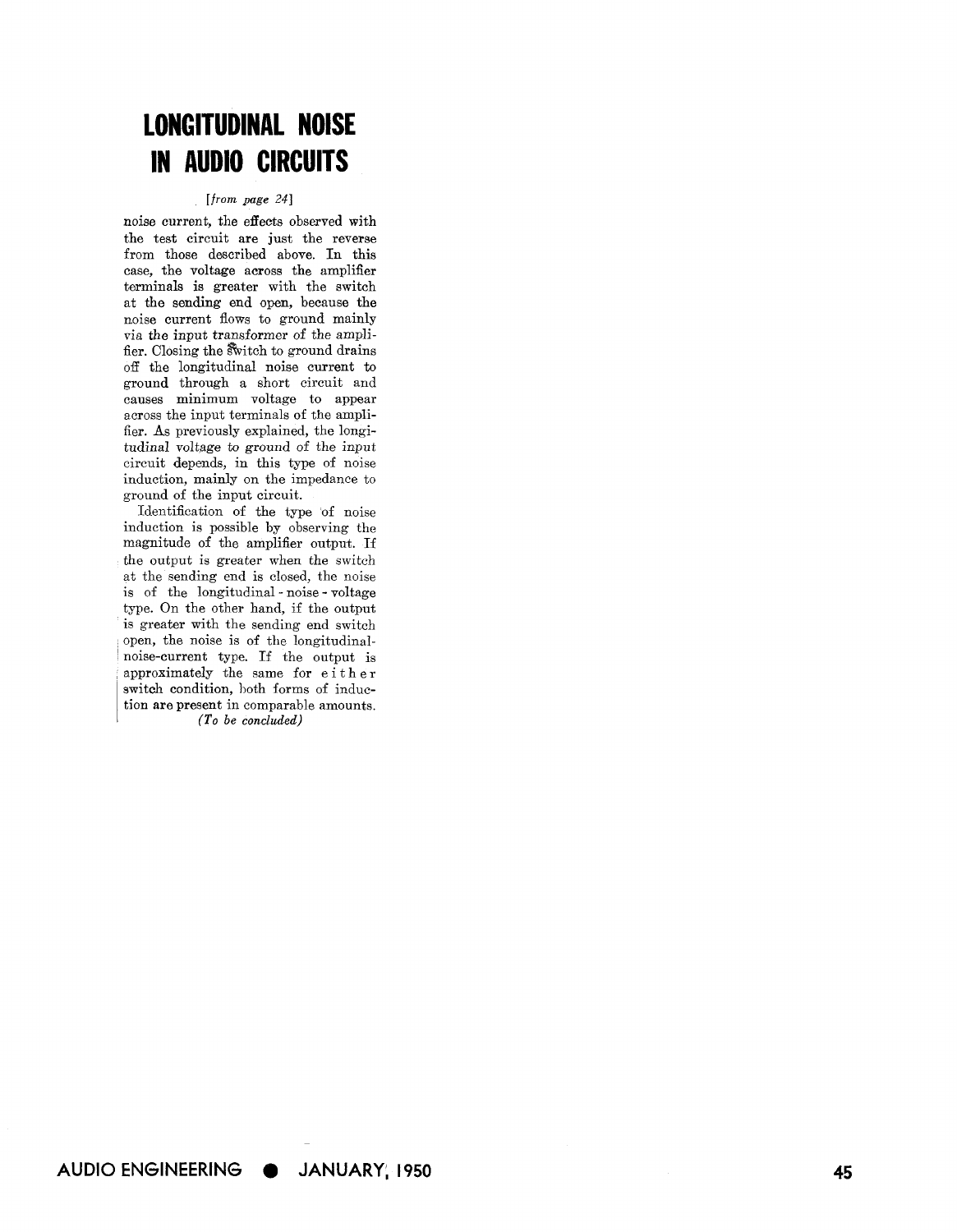# LONGITUDINAL NOISE IN AUDIO CIRCUITS

*[from page 24]*

noise current, the effects observed with the test circuit are just the reverse from those described above. In this case, the voltage across the amplifier terminals is greater with the switch at the sending end open, because the noise current flows to ground mainly via the input transformer of the amplifier. Closing the switch to ground drains off the longitudinal noise current to ground through a short circuit and causes minimum voltage to appear across the input terminals of the amplifier. As previously explained, the longitudinal voltage to ground of the input circuit depends, in this type of noise induction, mainly on the impedance to ground of the input circuit.

Identification of the type of noise induction is possible by observing the magnitude of the amplifier output. If the output is greater when the switch at the sending end is closed, the noise is of the longitudinal-noise-voltage type. On the other hand, if the output is greater with the sending end switch open, the noise is of the longitudinal-noise-current type. If the output is approximately the same for either switch condition, both forms of induction are present in comparable amounts.

*(To be concluded)*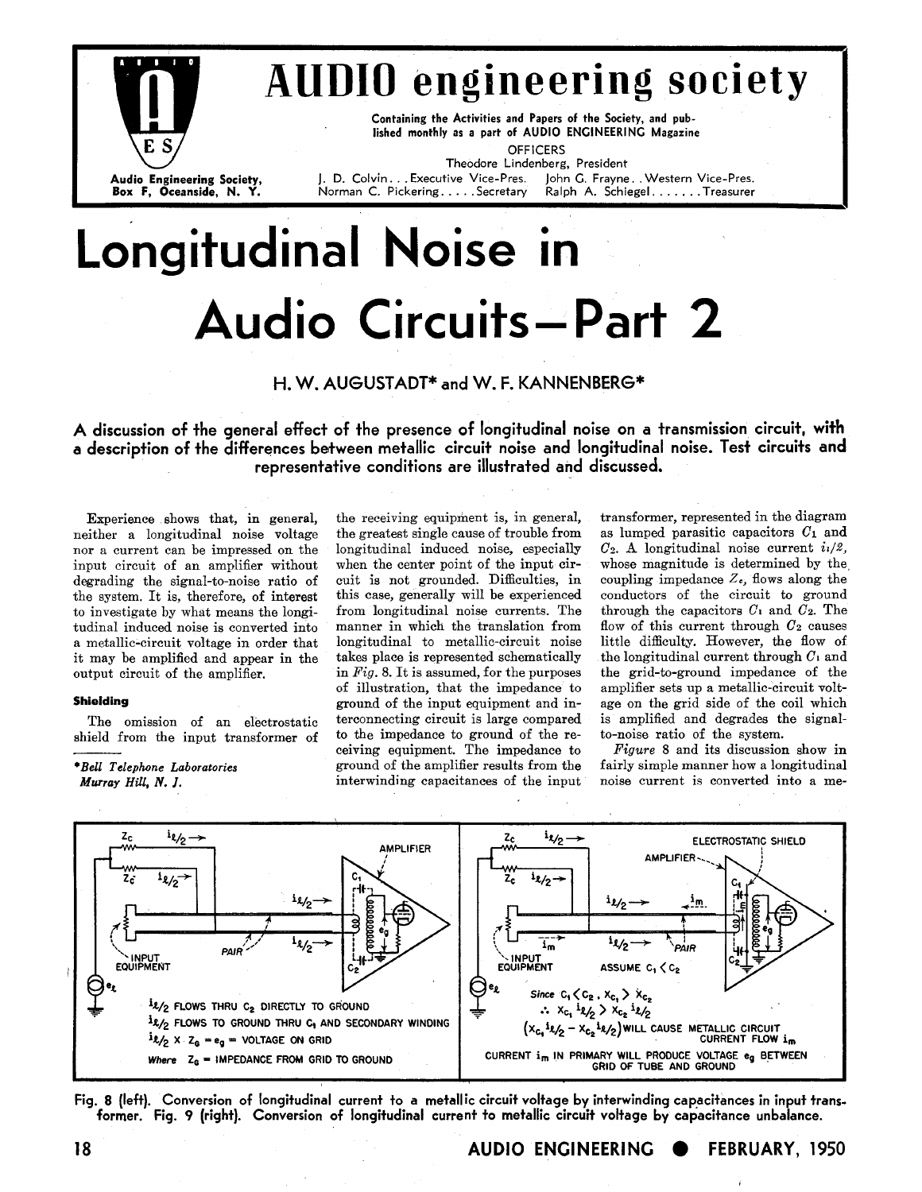# AUDIO engineering society

Containing the Activities and Papers of the Society, and published monthly as a part of AUDIO ENGINEERING Magazine

OFFICERS

Theodore Lindenberg, President

J. D. Colvin . . . Executive Vice-Pres. John G. Frayne . . Western Vice-Pres.
Norman C. Pickering . . . . . Secretary Ralph A. Schiegel . . . . . . Treasurer

Audio Engineering Society, Box F, Oceanside, N. Y.

# Longitudinal Noise in Audio Circuits—Part 2

## H. W. AUGUSTADT* and W. F. KANNENBERG*

**A discussion of the general effect of the presence of longitudinal noise on a transmission circuit, with a description of the differences between metallic circuit noise and longitudinal noise. Test circuits and representative conditions are illustrated and discussed.**

Experience shows that, in general, neither a longitudinal noise voltage nor a current can be impressed on the input circuit of an amplifier without degrading the signal-to-noise ratio of the system. It is, therefore, of interest to investigate by what means the longitudinal induced noise is converted into a metallic-circuit voltage in order that it may be amplified and appear in the output circuit of the amplifier.

### Shielding

The omission of an electrostatic shield from the input transformer of the receiving equipment is, in general, the greatest single cause of trouble from longitudinal induced noise, especially when the center point of the input circuit is not grounded. Difficulties, in this case, generally will be experienced from longitudinal noise currents. The manner in which the translation from longitudinal to metallic-circuit noise takes place is represented schematically in *Fig.* 8. It is assumed, for the purposes of illustration, that the impedance to ground of the input equipment and interconnecting circuit is large compared to the impedance to ground of the receiving equipment. The impedance to ground of the amplifier results from the interwinding capacitances of the input transformer, represented in the diagram as lumped parasitic capacitors $C_1$ and $C_2$. A longitudinal noise current $i_l/2$, whose magnitude is determined by the coupling impedance $Z_c$, flows along the conductors of the circuit to ground through the capacitors $C_1$ and $C_2$. The flow of this current through $C_2$ causes little difficulty. However, the flow of the longitudinal current through $C_1$ and the grid-to-ground impedance of the amplifier sets up a metallic-circuit voltage on the grid side of the coil which is amplified and degrades the signal-to-noise ratio of the system.

*Figure* 8 and its discussion show in fairly simple manner how a longitudinal noise current is converted into a me-

*Bell Telephone Laboratories Murray Hill, N. J.

Fig. 8 (left). Conversion of longitudinal current to a metallic circuit voltage by interwinding capacitances in input transformer. Fig. 9 (right). Conversion of longitudinal current to metallic circuit voltage by capacitance unbalance.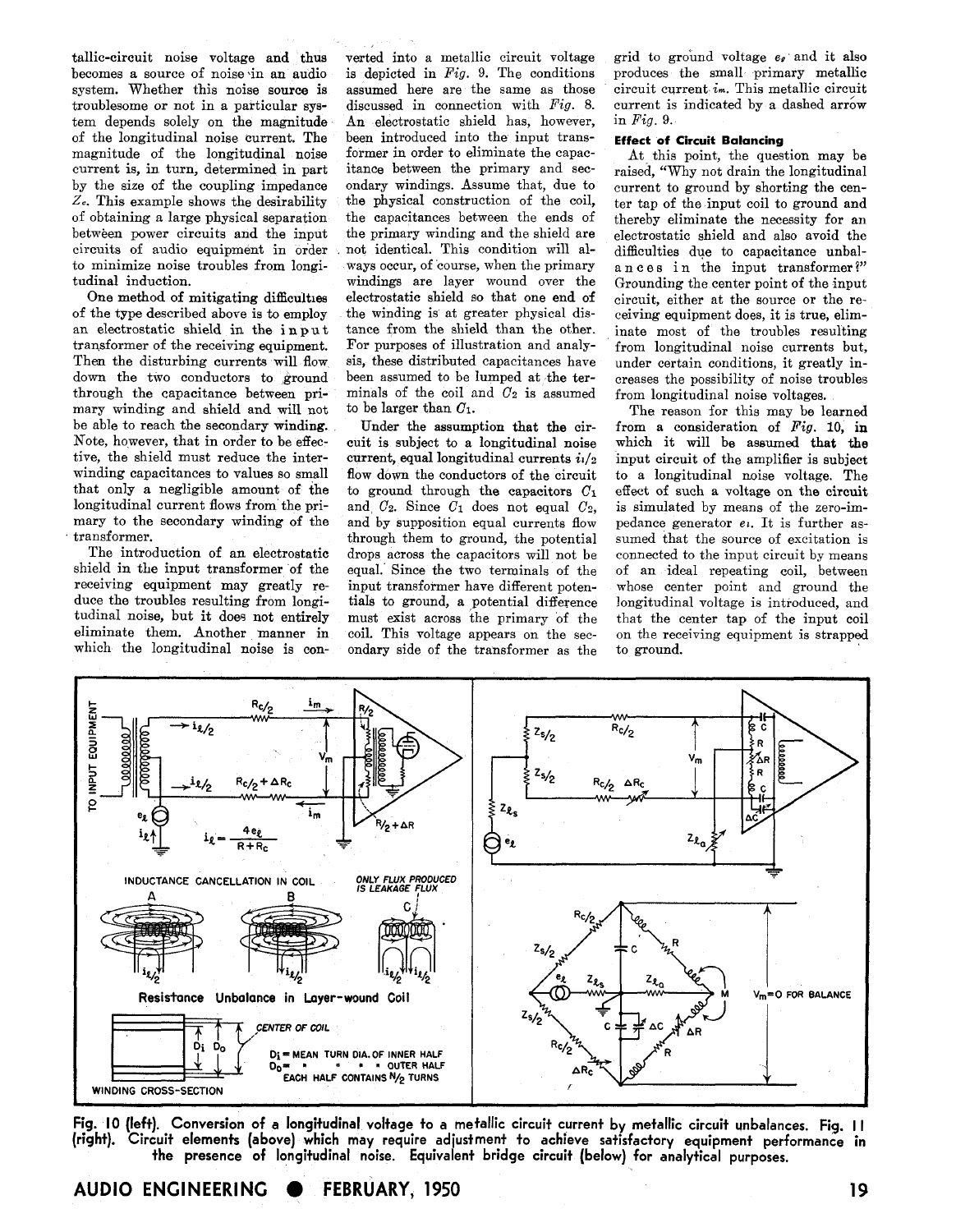tallic-circuit noise voltage and thus becomes a source of noise in an audio system. Whether this noise source is troublesome or not in a particular system depends solely on the magnitude of the longitudinal noise current. The magnitude of the longitudinal noise current is, in turn, determined in part by the size of the coupling impedance $Z_c$. This example shows the desirability of obtaining a large physical separation between power circuits and the input circuits of audio equipment in order to minimize noise troubles from longitudinal induction.

One method of mitigating difficulties of the type described above is to employ an electrostatic shield in the input transformer of the receiving equipment. Then the disturbing currents will flow down the two conductors to ground through the capacitance between primary winding and shield and will not be able to reach the secondary winding. Note, however, that in order to be effective, the shield must reduce the interwinding capacitances to values so small that only a negligible amount of the longitudinal current flows from the primary to the secondary winding of the transformer.

The introduction of an electrostatic shield in the input transformer of the receiving equipment may greatly reduce the troubles resulting from longitudinal noise, but it does not entirely eliminate them. Another manner in which the longitudinal noise is converted into a metallic circuit voltage is depicted in *Fig.* 9. The conditions assumed here are the same as those discussed in connection with *Fig.* 8. An electrostatic shield has, however, been introduced into the input transformer in order to eliminate the capacitance between the primary and secondary windings. Assume that, due to the physical construction of the coil, the capacitances between the ends of the primary winding and the shield are not identical. This condition will always occur, of course, when the primary windings are layer wound over the electrostatic shield so that one end of the winding is at greater physical distance from the shield than the other. For purposes of illustration and analysis, these distributed capacitances have been assumed to be lumped at the terminals of the coil and $C_2$ is assumed to be larger than $C_1$.

Under the assumption that the circuit is subject to a longitudinal noise current, equal longitudinal currents $i_l/2$ flow down the conductors of the circuit to ground through the capacitors $C_1$ and $C_2$. Since $C_1$ does not equal $C_2$, and by supposition equal currents flow through them to ground, the potential drops across the capacitors will not be equal. Since the two terminals of the input transformer have different potentials to ground, a potential difference must exist across the primary of the coil. This voltage appears on the secondary side of the transformer as the grid to ground voltage $e_g$ and it also produces the small primary metallic circuit current $i_m$. This metallic circuit current is indicated by a dashed arrow in *Fig.* 9.

### Effect of Circuit Balancing

At this point, the question may be raised, "Why not drain the longitudinal current to ground by shorting the center tap of the input coil to ground and thereby eliminate the necessity for an electrostatic shield and also avoid the difficulties due to capacitance unbalances in the input transformer?" Grounding the center point of the input circuit, either at the source or the receiving equipment does, it is true, eliminate most of the troubles resulting from longitudinal noise currents but, under certain conditions, it greatly increases the possibility of noise troubles from longitudinal noise voltages.

The reason for this may be learned from a consideration of *Fig.* 10, in which it will be assumed that the input circuit of the amplifier is subject to a longitudinal noise voltage. The effect of such a voltage on the circuit is simulated by means of the zero-impedance generator $e_l$. It is further assumed that the source of excitation is connected to the input circuit by means of an ideal repeating coil, between whose center point and ground the longitudinal voltage is introduced, and that the center tap of the input coil on the receiving equipment is strapped to ground.

Fig. 10 (left). Conversion of a longitudinal voltage to a metallic circuit current by metallic circuit unbalances. Fig. 11 (right). Circuit elements (above) which may require adjustment to achieve satisfactory equipment performance in the presence of longitudinal noise. Equivalent bridge circuit (below) for analytical purposes.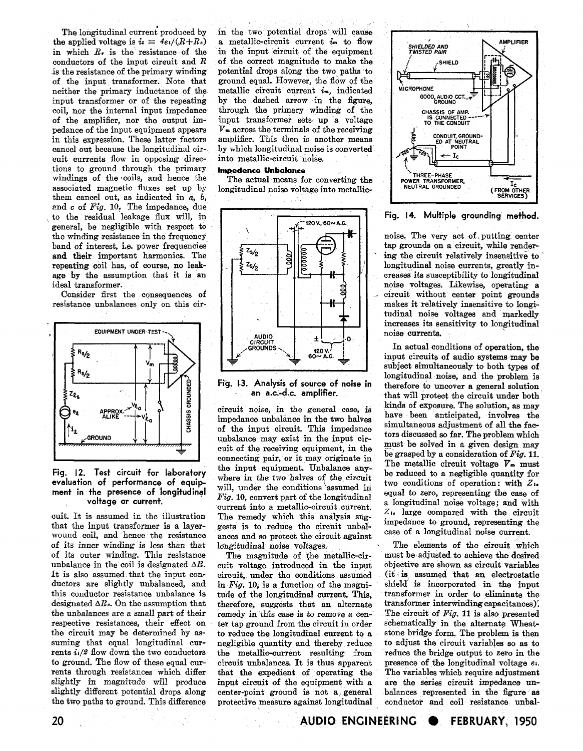The longitudinal current produced by the applied voltage is $i_l = 4e_l/(R+R_c)$ in which $R_c$ is the resistance of the conductors of the input circuit and $R$ is the resistance of the primary winding of the input transformer. Note that neither the primary inductance of the input transformer or of the repeating coil, nor the internal input impedance of the amplifier, nor the output impedance of the input equipment appears in this expression. These latter factors cancel out because the longitudinal circuit currents flow in opposing directions to ground through the primary windings of the coils, and hence the associated magnetic fluxes set up by them cancel out, as indicated in *a*, *b*, and *c* of *Fig. 10*. The impedance, due to the residual leakage flux will, in general, be negligible with respect to the winding resistance in the frequency band of interest, i.e. power frequencies and their important harmonics. The repeating coil has, of course, no leakage by the assumption that it is an ideal transformer.

Consider first the consequences of resistance unbalances only on this circuit. It is assumed in the illustration that the input transformer is a layer-wound coil, and hence the resistance of its inner winding is less than that of its outer winding. This resistance unbalance in the coil is designated $\Delta R$. It is also assumed that the input conductors are slightly unbalanced, and this conductor resistance unbalance is designated $\Delta R_c$. On the assumption that the unbalances are a small part of their respective resistances, their effect on the circuit may be determined by assuming that equal longitudinal currents $i_l/2$ flow down the two conductors to ground. The flow of these equal currents through resistances which differ slightly in magnitude will produce slightly different potential drops along the two paths to ground. This difference in the two potential drops will cause a metallic-circuit current $i_m$ to flow in the input circuit of the equipment of the correct magnitude to make the potential drops along the two paths to ground equal. However, the flow of the metallic circuit current $i_m$, indicated by the dashed arrow in the figure, through the primary winding of the input transformer sets up a voltage $V_m$ across the terminals of the receiving amplifier. This then is another means by which longitudinal noise is converted into metallic-circuit noise.

Fig. 12. Test circuit for laboratory evaluation of performance of equipment in the presence of longitudinal voltage or current.

### Impedence Unbalance

The actual means for converting the longitudinal noise voltage into metallic-circuit noise, in the general case, is impedance unbalance in the two halves of the input circuit. This impedance unbalance may exist in the input circuit of the receiving equipment, in the connecting pair, or it may originate in the input equipment. Unbalance anywhere in the two halves of the circuit will, under the conditions assumed in *Fig. 10*, convert part of the longitudinal current into a metallic-circuit current. The remedy which this analysis suggests is to reduce the circuit unbalances and so protect the circuit against longitudinal noise voltages.

Fig. 13. Analysis of source of noise in an a.c.-d.c. amplifier.

The magnitude of the metallic-circuit voltage introduced in the input circuit, under the conditions assumed in *Fig. 10*, is a function of the magnitude of the longitudinal current. This, therefore, suggests that an alternate remedy in this case is to remove a center tap ground from the circuit in order to reduce the longitudinal current to a negligible quantity and thereby reduce the metallic-current resulting from circuit unbalances. It is thus apparent that the expedient of operating the input circuit of the equipment with a center-point ground is not a general protective measure against longitudinal noise. The very act of putting center tap grounds on a circuit, while rendering the circuit relatively insensitive to longitudinal noise currents, greatly increases its susceptibility to longitudinal noise voltages. Likewise, operating a circuit without center point grounds makes it relatively insensitive to longitudinal noise voltages and markedly increases its sensitivity to longitudinal noise currents.

Fig. 14. Multiple grounding method.

In actual conditions of operation, the input circuits of audio systems may be subject simultaneously to both types of longitudinal noise, and the problem is therefore to uncover a general solution that will protect the circuit under both kinds of exposure. The solution, as may have been anticipated, involves the simultaneous adjustment of all the factors discussed so far. The problem which must be solved in a given design may be grasped by a consideration of *Fig. 11*. The metallic circuit voltage $V_m$ must be reduced to a negligible quantity for two conditions of operation: with $Z_{le}$ equal to zero, representing the case of a longitudinal noise voltage; and with $Z_{le}$ large compared with the circuit impedance to ground, representing the case of a longitudinal noise current.

The elements of the circuit which must be adjusted to achieve the desired objective are shown as circuit variables (it is assumed that an electrostatic shield is incorporated in the input transformer in order to eliminate the transformer interwinding capacitances). The circuit of *Fig. 11* is also presented schematically in the alternate Wheatstone bridge form. The problem is then to adjust the circuit variables so as to reduce the bridge output to zero in the presence of the longitudinal voltage $e_l$. The variables which require adjustment are the series circuit impedance unbalances represented in the figure as conductor and coil resistance unbal-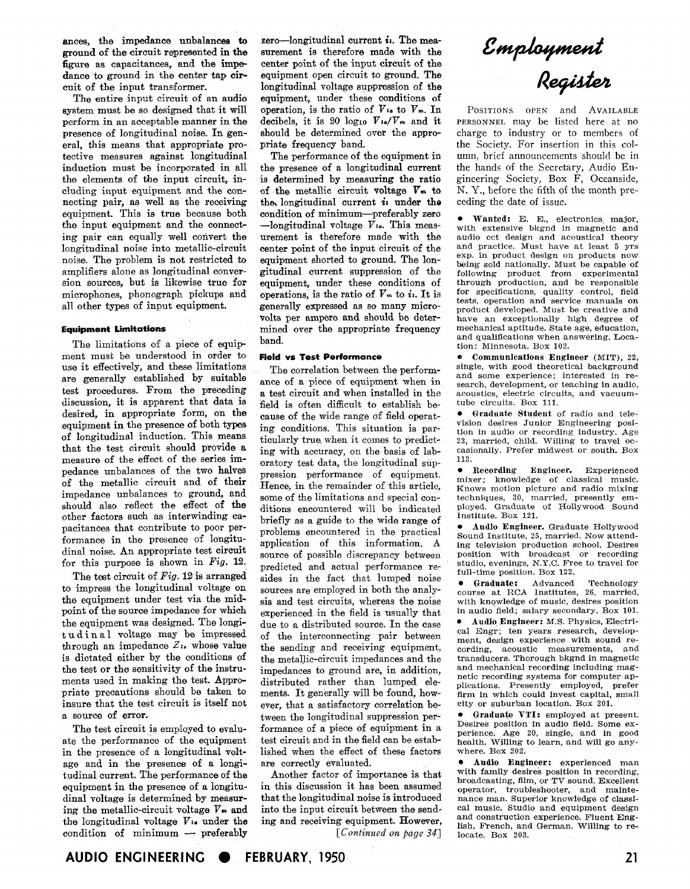ances, the impedance unbalances to ground of the circuit represented in the figure as capacitances, and the impedance to ground in the center tap circuit of the input transformer.

The entire input circuit of an audio system must be so designed that it will perform in an acceptable manner in the presence of longitudinal noise. In general, this means that appropriate protective measures against longitudinal induction must be incorporated in all the elements of the input circuit, including input equipment and the connecting pair, as well as the receiving equipment. This is true because both the input equipment and the connecting pair can equally well convert the longitudinal noise into metallic-circuit noise. The problem is not restricted to amplifiers alone as longitudinal conversion sources, but is likewise true for microphones, phonograph pickups and all other types of input equipment.

#### Equipment Limitations

The limitations of a piece of equipment must be understood in order to use it effectively, and these limitations are generally established by suitable test procedures. From the preceding discussion, it is apparent that data is desired, in appropriate form, on the equipment in the presence of both types of longitudinal induction. This means that the test circuit should provide a measure of the effect of the series impedance unbalances of the two halves of the metallic circuit and of their impedance unbalances to ground, and should also reflect the effect of the other factors such as interwinding capacitances that contribute to poor performance in the presence of longitudinal noise. An appropriate test circuit for this purpose is shown in *Fig.* 12.

The test circuit of *Fig.* 12 is arranged to impress the longitudinal voltage on the equipment under test via the midpoint of the source impedance for which the equipment was designed. The longitudinal voltage may be impressed through an impedance $Z_l$, whose value is dictated either by the conditions of the test or the sensitivity of the instruments used in making the test. Appropriate precautions should be taken to insure that the test circuit is itself not a source of error.

The test circuit is employed to evaluate the performance of the equipment in the presence of a longitudinal voltage and in the presence of a longitudinal current. The performance of the equipment in the presence of a longitudinal voltage is determined by measuring the metallic-circuit voltage $V_m$ and the longitudinal voltage $V_{la}$ under the condition of minimum — preferably zero—longitudinal current $i_l$. The measurement is therefore made with the center point of the input circuit of the equipment open circuit to ground. The longitudinal voltage suppression of the equipment, under these conditions of operation, is the ratio of $V_{la}$ to $V_m$. In decibels, it is 20 $\log_{10} V_{la}/V_m$ and it should be determined over the appropriate frequency band.

The performance of the equipment in the presence of a longitudinal current is determined by measuring the ratio of the metallic circuit voltage $V_m$ to the longitudinal current $i_l$ under the condition of minimum—preferably zero—longitudinal voltage $V_{la}$. This measurement is therefore made with the center point of the input circuit of the equipment shorted to ground. The longitudinal current suppression of the equipment, under these conditions of operations, is the ratio of $V_m$ to $i_l$. It is generally expressed as so many microvolts per ampere and should be determined over the appropriate frequency band.

#### Field vs Test Performance

The correlation between the performance of a piece of equipment when in a test circuit and when installed in the field is often difficult to establish because of the wide range of field operating conditions. This situation is particularly true when it comes to predicting with accuracy, on the basis of laboratory test data, the longitudinal suppression performance of equipment. Hence, in the remainder of this article, some of the limitations and special conditions encountered will be indicated briefly as a guide to the wide range of problems encountered in the practical application of this information. A source of possible discrepancy between predicted and actual performance resides in the fact that lumped noise sources are employed in both the analysis and test circuits, whereas the noise experienced in the field is usually that due to a distributed source. In the case of the interconnecting pair between the sending and receiving equipment, the metallic-circuit impedances and the impedances to ground are, in addition, distributed rather than lumped elements. It generally will be found, however, that a satisfactory correlation between the longitudinal suppression performance of a piece of equipment in a test circuit and in the field can be established when the effect of these factors are correctly evaluated.

Another factor of importance is that in this discussion it has been assumed that the longitudinal noise is introduced into the input circuit between the sending and receiving equipment. However,

*[Continued on page 34]*

# Employment Register

POSITIONS OPEN and AVAILABLE PERSONNEL may be listed here at no charge to industry or to members of the Society. For insertion in this column, brief announcements should be in the hands of the Secretary, Audio Engineering Society, Box F, Oceanside, N. Y., before the fifth of the month preceding the date of issue.

• **Wanted:** E. E., electronics major, with extensive bkgnd in magnetic and audio cct design and acoustical theory and practice. Must have at least 5 yrs exp. in product design on products now being sold nationally. Must be capable of following product from experimental through production, and be responsible for specifications, quality control, field tests, operation and service manuals on product developed. Must be creative and have an exceptionally high degree of mechanical aptitude. State age, education, and qualifications when answering. Location: Minnesota. Box 102.

• **Communications Engineer** (MIT), 22, single, with good theoretical background and some experience; interested in research, development, or teaching in audio, acoustics, electric circuits, and vacuum-tube circuits. Box 111.

• **Graduate Student** of radio and television desires Junior Engineering position in audio or recording industry. Age 23, married, child. Willing to travel occasionally. Prefer midwest or south. Box 113.

• **Recording Engineer.** Experienced mixer; knowledge of classical music. Knows motion picture and radio mixing techniques, 30, married, presently employed. Graduate of Hollywood Sound Institute. Box 121.

• **Audio Engineer.** Graduate Hollywood Sound Institute, 25, married. Now attending television production school. Desires position with broadcast or recording studio, evenings, N.Y.C. Free to travel for full-time position. Box 122.

• **Graduate:** Advanced Technology course at RCA Institutes, 26, married, with knowledge of music, desires position in audio field; salary secondary. Box 101.

• **Audio Engineer:** M.S. Physics, Electrical Engr; ten years research, development, design experience with sound recording, acoustic measurements, and transducers. Thorough bkgnd in magnetic and mechanical recording including magnetic recording systems for computer applications. Presently employed, prefer firm in which could invest capital, small city or suburban location. Box 201.

• **Graduate VTI:** employed at present. Desires position in audio field. Some experience. Age 20, single, and in good health. Willing to learn, and will go anywhere. Box 202.

• **Audio Engineer:** experienced man with family desires position in recording, broadcasting, film, or TV sound. Excellent operator, troubleshooter, and maintenance man. Superior knowledge of classical music. Studio and equipment design and construction experience. Fluent English, French, and German. Willing to relocate. Box 203.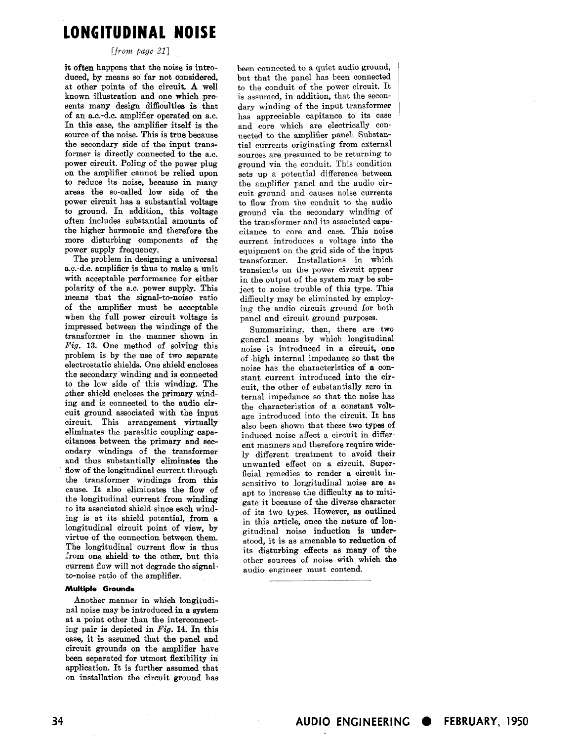# LONGITUDINAL NOISE

*[from page 21]*

it often happens that the noise is introduced, by means so far not considered, at other points of the circuit. A well known illustration and one which presents many design difficulties is that of an a.c.-d.c. amplifier operated on a.c. In this case, the amplifier itself is the source of the noise. This is true because the secondary side of the input transformer is directly connected to the a.c. power circuit. Poling of the power plug on the amplifier cannot be relied upon to reduce its noise, because in many areas the so-called low side of the power circuit has a substantial voltage to ground. In addition, this voltage often includes substantial amounts of the higher harmonic and therefore the more disturbing components of the power supply frequency.

The problem in designing a universal a.c.-d.c. amplifier is thus to make a unit with acceptable performance for either polarity of the a.c. power supply. This means that the signal-to-noise ratio of the amplifier must be acceptable when the full power circuit voltage is impressed between the windings of the transformer in the manner shown in *Fig.* 13. One method of solving this problem is by the use of two separate electrostatic shields. One shield encloses the secondary winding and is connected to the low side of this winding. The other shield encloses the primary winding and is connected to the audio circuit ground associated with the input circuit. This arrangement virtually eliminates the parasitic coupling capacitances between the primary and secondary windings of the transformer and thus substantially eliminates the flow of the longitudinal current through the transformer windings from this cause. It also eliminates the flow of the longitudinal current from winding to its associated shield since each winding is at its shield potential, from a longitudinal circuit point of view, by virtue of the connection between them. The longitudinal current flow is thus from one shield to the other, but this current flow will not degrade the signal-to-noise ratio of the amplifier.

### Multiple Grounds

Another manner in which longitudinal noise may be introduced in a system at a point other than the interconnecting pair is depicted in *Fig.* 14. In this case, it is assumed that the panel and circuit grounds on the amplifier have been separated for utmost flexibility in application. It is further assumed that on installation the circuit ground has been connected to a quiet audio ground, but that the panel has been connected to the conduit of the power circuit. It is assumed, in addition, that the secondary winding of the input transformer has appreciable capitance to its case and core which are electrically connected to the amplifier panel. Substantial currents originating from external sources are presumed to be returning to ground via the conduit. This condition sets up a potential difference between the amplifier panel and the audio circuit ground and causes noise currents to flow from the conduit to the audio ground via the secondary winding of the transformer and its associated capacitance to core and case. This noise current introduces a voltage into the equipment on the grid side of the input transformer. Installations in which transients on the power circuit appear in the output of the system may be subject to noise trouble of this type. This difficulty may be eliminated by employing the audio circuit ground for both panel and circuit ground purposes.

Summarizing, then, there are two general means by which longitudinal noise is introduced in a circuit, one of high internal impedance so that the noise has the characteristics of a constant current introduced into the circuit, the other of substantially zero internal impedance so that the noise has the characteristics of a constant voltage introduced into the circuit. It has also been shown that these two types of induced noise affect a circuit in different manners and therefore require widely different treatment to avoid their unwanted effect on a circuit. Superficial remedies to render a circuit insensitive to longitudinal noise are as apt to increase the difficulty as to mitigate it because of the diverse character of its two types. However, as outlined in this article, once the nature of longitudinal noise induction is understood, it is as amenable to reduction of its disturbing effects as many of the other sources of noise with which the audio engineer must contend.